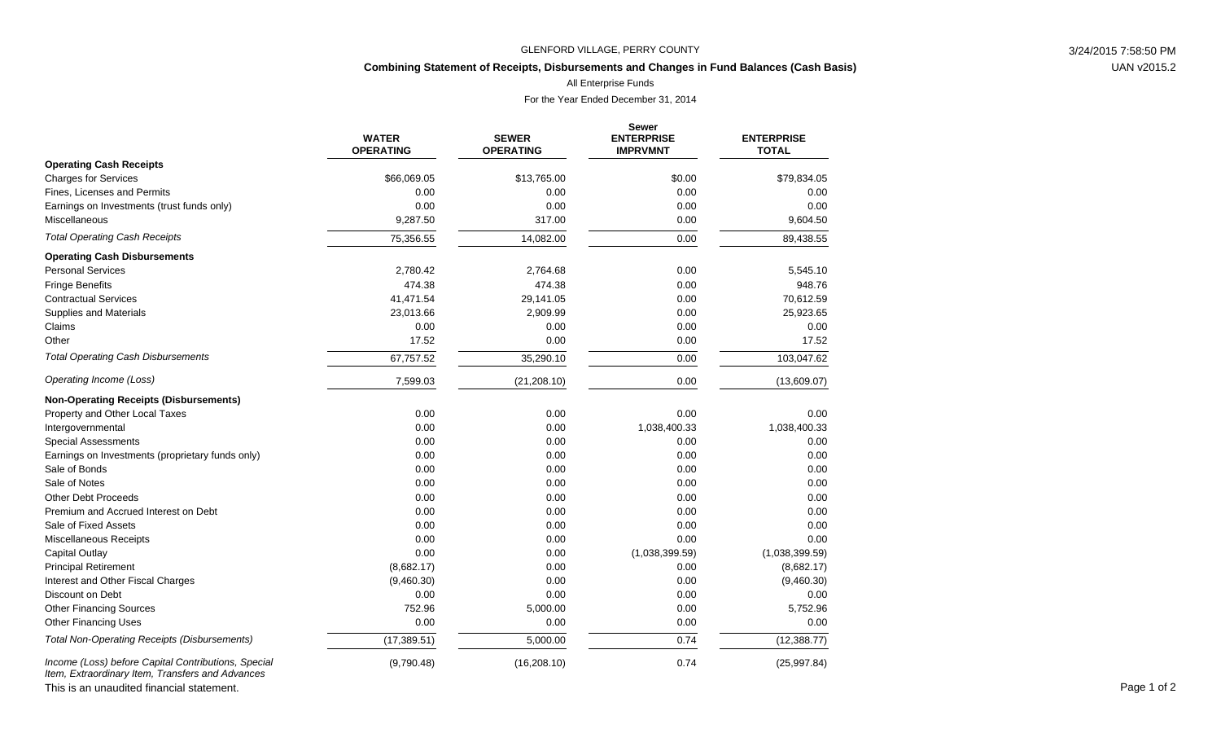GLENFORD VILLAGE, PERRY COUNTY

**Combining Statement of Receipts, Disbursements and Changes in Fund Balances (Cash Basis)**

All Enterprise Funds

For the Year Ended December 31, 2014

| | WATER OPERATING | SEWER OPERATING | Sewer ENTERPRISE IMPRVMNT | ENTERPRISE TOTAL |
|---|---|---|---|---|
| **Operating Cash Receipts** | | | | |
| Charges for Services | $66,069.05 | $13,765.00 | $0.00 | $79,834.05 |
| Fines, Licenses and Permits | 0.00 | 0.00 | 0.00 | 0.00 |
| Earnings on Investments (trust funds only) | 0.00 | 0.00 | 0.00 | 0.00 |
| Miscellaneous | 9,287.50 | 317.00 | 0.00 | 9,604.50 |
| *Total Operating Cash Receipts* | 75,356.55 | 14,082.00 | 0.00 | 89,438.55 |
| **Operating Cash Disbursements** | | | | |
| Personal Services | 2,780.42 | 2,764.68 | 0.00 | 5,545.10 |
| Fringe Benefits | 474.38 | 474.38 | 0.00 | 948.76 |
| Contractual Services | 41,471.54 | 29,141.05 | 0.00 | 70,612.59 |
| Supplies and Materials | 23,013.66 | 2,909.99 | 0.00 | 25,923.65 |
| Claims | 0.00 | 0.00 | 0.00 | 0.00 |
| Other | 17.52 | 0.00 | 0.00 | 17.52 |
| *Total Operating Cash Disbursements* | 67,757.52 | 35,290.10 | 0.00 | 103,047.62 |
| *Operating Income (Loss)* | 7,599.03 | (21,208.10) | 0.00 | (13,609.07) |
| **Non-Operating Receipts (Disbursements)** | | | | |
| Property and Other Local Taxes | 0.00 | 0.00 | 0.00 | 0.00 |
| Intergovernmental | 0.00 | 0.00 | 1,038,400.33 | 1,038,400.33 |
| Special Assessments | 0.00 | 0.00 | 0.00 | 0.00 |
| Earnings on Investments (proprietary funds only) | 0.00 | 0.00 | 0.00 | 0.00 |
| Sale of Bonds | 0.00 | 0.00 | 0.00 | 0.00 |
| Sale of Notes | 0.00 | 0.00 | 0.00 | 0.00 |
| Other Debt Proceeds | 0.00 | 0.00 | 0.00 | 0.00 |
| Premium and Accrued Interest on Debt | 0.00 | 0.00 | 0.00 | 0.00 |
| Sale of Fixed Assets | 0.00 | 0.00 | 0.00 | 0.00 |
| Miscellaneous Receipts | 0.00 | 0.00 | 0.00 | 0.00 |
| Capital Outlay | 0.00 | 0.00 | (1,038,399.59) | (1,038,399.59) |
| Principal Retirement | (8,682.17) | 0.00 | 0.00 | (8,682.17) |
| Interest and Other Fiscal Charges | (9,460.30) | 0.00 | 0.00 | (9,460.30) |
| Discount on Debt | 0.00 | 0.00 | 0.00 | 0.00 |
| Other Financing Sources | 752.96 | 5,000.00 | 0.00 | 5,752.96 |
| Other Financing Uses | 0.00 | 0.00 | 0.00 | 0.00 |
| *Total Non-Operating Receipts (Disbursements)* | (17,389.51) | 5,000.00 | 0.74 | (12,388.77) |
| *Income (Loss) before Capital Contributions, Special Item, Extraordinary Item, Transfers and Advances* | (9,790.48) | (16,208.10) | 0.74 | (25,997.84) |

This is an unaudited financial statement.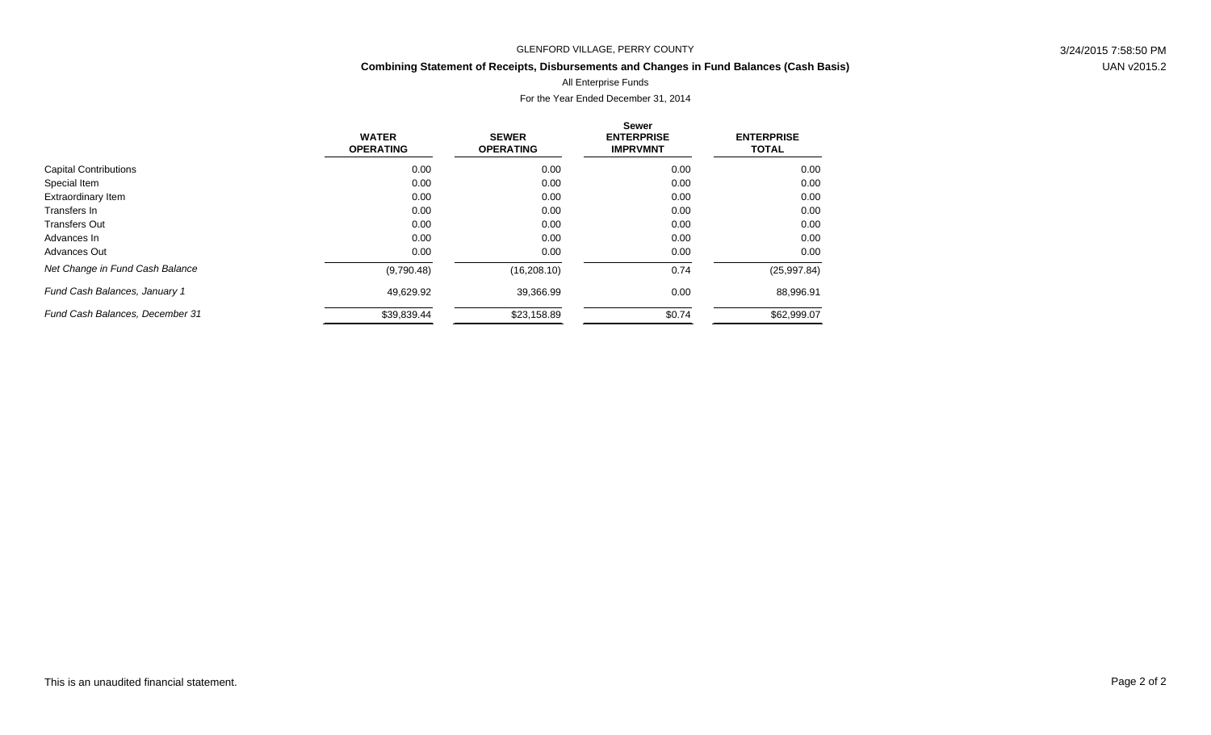GLENFORD VILLAGE, PERRY COUNTY

**Combining Statement of Receipts, Disbursements and Changes in Fund Balances (Cash Basis)**

All Enterprise Funds

For the Year Ended December 31, 2014

3/24/2015 7:58:50 PM

UAN v2015.2

| | WATER OPERATING | SEWER OPERATING | Sewer ENTERPRISE IMPRVMNT | ENTERPRISE TOTAL |
|---|---|---|---|---|
| Capital Contributions | 0.00 | 0.00 | 0.00 | 0.00 |
| Special Item | 0.00 | 0.00 | 0.00 | 0.00 |
| Extraordinary Item | 0.00 | 0.00 | 0.00 | 0.00 |
| Transfers In | 0.00 | 0.00 | 0.00 | 0.00 |
| Transfers Out | 0.00 | 0.00 | 0.00 | 0.00 |
| Advances In | 0.00 | 0.00 | 0.00 | 0.00 |
| Advances Out | 0.00 | 0.00 | 0.00 | 0.00 |
| *Net Change in Fund Cash Balance* | (9,790.48) | (16,208.10) | 0.74 | (25,997.84) |
| *Fund Cash Balances, January 1* | 49,629.92 | 39,366.99 | 0.00 | 88,996.91 |
| *Fund Cash Balances, December 31* | $39,839.44 | $23,158.89 | $0.74 | $62,999.07 |

This is an unaudited financial statement.